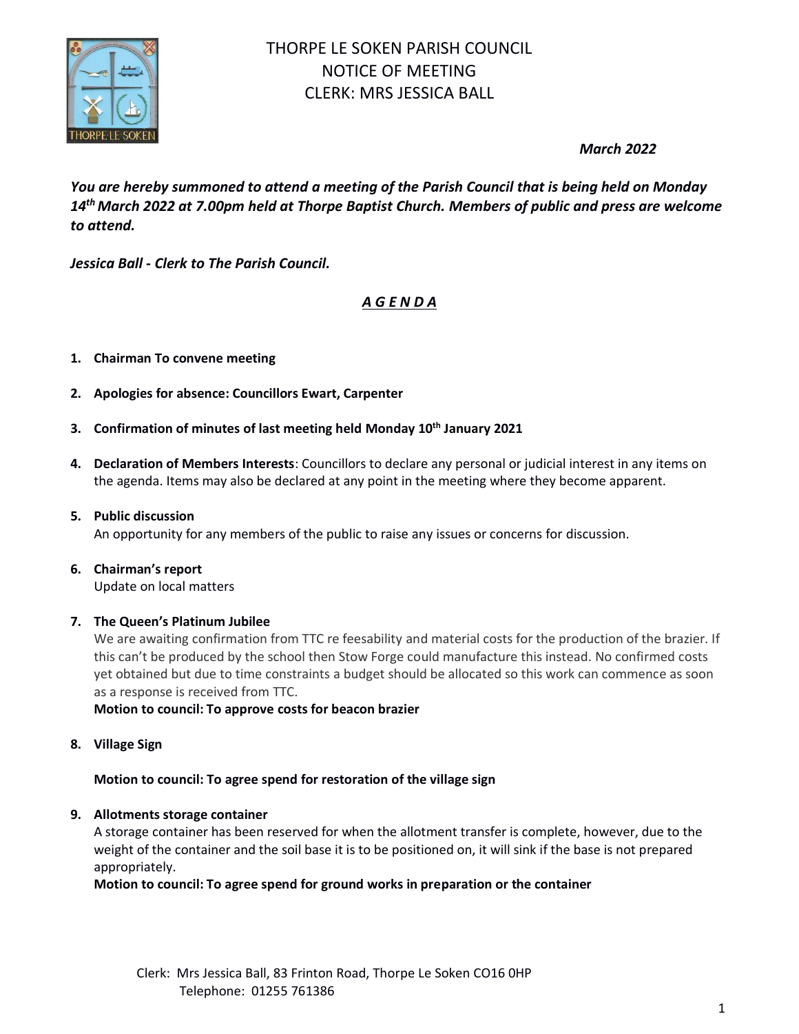# THORPE LE SOKEN PARISH COUNCIL
## NOTICE OF MEETING
## CLERK: MRS JESSICA BALL

***March 2022***

***You are hereby summoned to attend a meeting of the Parish Council that is being held on Monday 14th March 2022 at 7.00pm held at Thorpe Baptist Church. Members of public and press are welcome to attend.***

***Jessica Ball - Clerk to The Parish Council.***

## ***A G E N D A***

1. **Chairman To convene meeting**

2. **Apologies for absence: Councillors Ewart, Carpenter**

3. **Confirmation of minutes of last meeting held Monday 10th January 2021**

4. **Declaration of Members Interests**: Councillors to declare any personal or judicial interest in any items on the agenda. Items may also be declared at any point in the meeting where they become apparent.

5. **Public discussion**
   An opportunity for any members of the public to raise any issues or concerns for discussion.

6. **Chairman's report**
   Update on local matters

7. **The Queen's Platinum Jubilee**
   We are awaiting confirmation from TTC re feesability and material costs for the production of the brazier. If this can't be produced by the school then Stow Forge could manufacture this instead. No confirmed costs yet obtained but due to time constraints a budget should be allocated so this work can commence as soon as a response is received from TTC.
   **Motion to council: To approve costs for beacon brazier**

8. **Village Sign**

   **Motion to council: To agree spend for restoration of the village sign**

9. **Allotments storage container**
   A storage container has been reserved for when the allotment transfer is complete, however, due to the weight of the container and the soil base it is to be positioned on, it will sink if the base is not prepared appropriately.
   **Motion to council: To agree spend for ground works in preparation or the container**

Clerk: Mrs Jessica Ball, 83 Frinton Road, Thorpe Le Soken CO16 0HP
Telephone: 01255 761386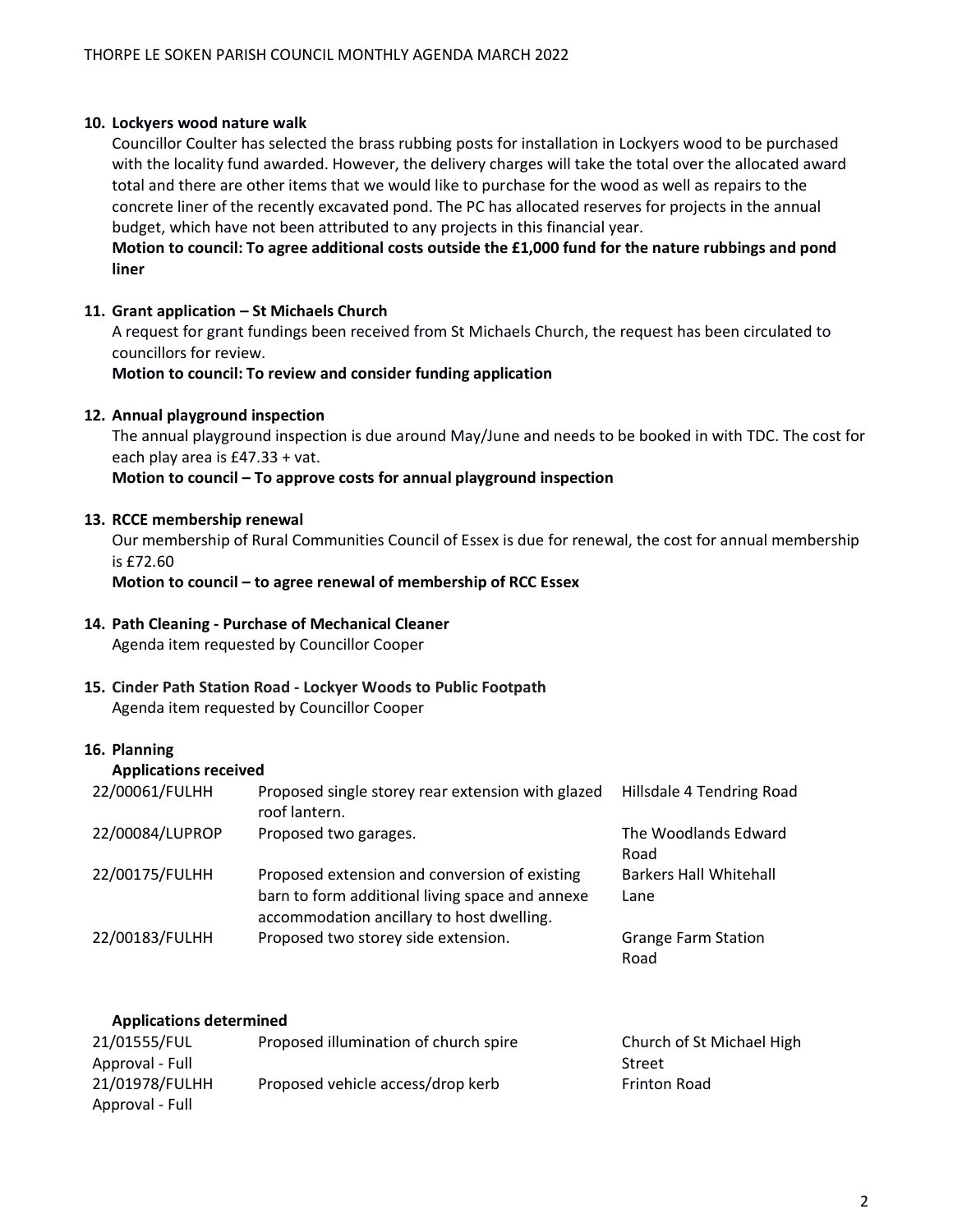**10. Lockyers wood nature walk**

Councillor Coulter has selected the brass rubbing posts for installation in Lockyers wood to be purchased with the locality fund awarded. However, the delivery charges will take the total over the allocated award total and there are other items that we would like to purchase for the wood as well as repairs to the concrete liner of the recently excavated pond. The PC has allocated reserves for projects in the annual budget, which have not been attributed to any projects in this financial year.

**Motion to council: To agree additional costs outside the £1,000 fund for the nature rubbings and pond liner**

**11. Grant application – St Michaels Church**

A request for grant fundings been received from St Michaels Church, the request has been circulated to councillors for review.

**Motion to council: To review and consider funding application**

**12. Annual playground inspection**

The annual playground inspection is due around May/June and needs to be booked in with TDC. The cost for each play area is £47.33 + vat.

**Motion to council – To approve costs for annual playground inspection**

**13. RCCE membership renewal**

Our membership of Rural Communities Council of Essex is due for renewal, the cost for annual membership is £72.60

**Motion to council – to agree renewal of membership of RCC Essex**

**14. Path Cleaning - Purchase of Mechanical Cleaner**

Agenda item requested by Councillor Cooper

**15. Cinder Path Station Road - Lockyer Woods to Public Footpath**

Agenda item requested by Councillor Cooper

**16. Planning**

**Applications received**

| | | |
|---|---|---|
| 22/00061/FULHH | Proposed single storey rear extension with glazed roof lantern. | Hillsdale 4 Tendring Road |
| 22/00084/LUPROP | Proposed two garages. | The Woodlands Edward Road |
| 22/00175/FULHH | Proposed extension and conversion of existing barn to form additional living space and annexe accommodation ancillary to host dwelling. | Barkers Hall Whitehall Lane |
| 22/00183/FULHH | Proposed two storey side extension. | Grange Farm Station Road |

**Applications determined**

| | | |
|---|---|---|
| 21/01555/FUL Approval - Full | Proposed illumination of church spire | Church of St Michael High Street |
| 21/01978/FULHH Approval - Full | Proposed vehicle access/drop kerb | Frinton Road |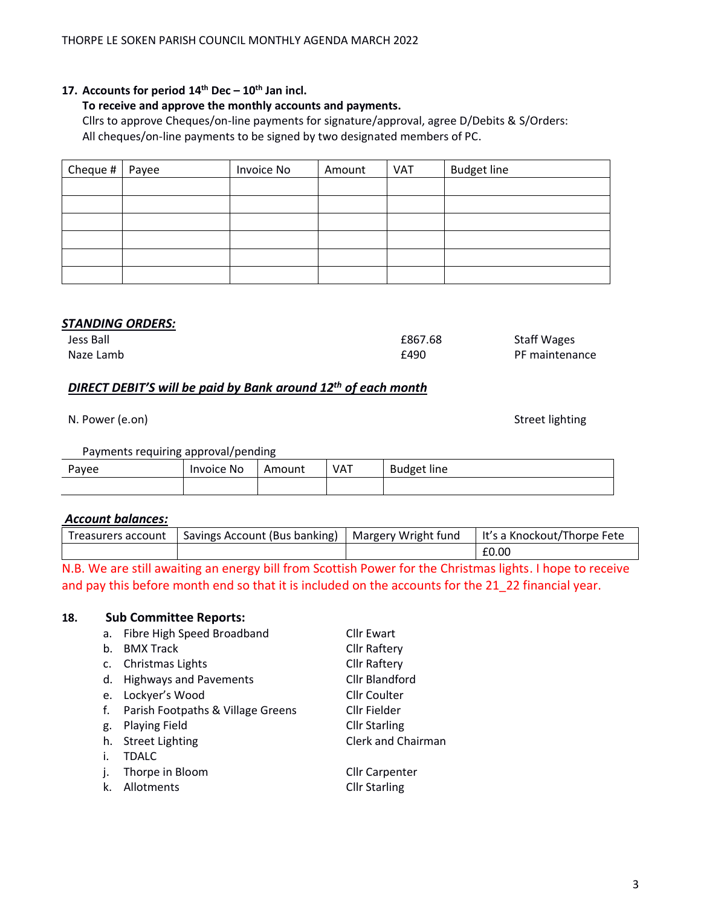**17. Accounts for period 14th Dec – 10th Jan incl.**

**To receive and approve the monthly accounts and payments.**

Cllrs to approve Cheques/on-line payments for signature/approval, agree D/Debits & S/Orders:
All cheques/on-line payments to be signed by two designated members of PC.

| Cheque # | Payee | Invoice No | Amount | VAT | Budget line |
|---|---|---|---|---|---|
| | | | | | |
| | | | | | |
| | | | | | |
| | | | | | |
| | | | | | |
| | | | | | |

***STANDING ORDERS:***

| | | |
|---|---|---|
| Jess Ball | £867.68 | Staff Wages |
| Naze Lamb | £490 | PF maintenance |

***DIRECT DEBIT'S will be paid by Bank around 12th of each month***

N. Power (e.on) Street lighting

Payments requiring approval/pending

| Payee | Invoice No | Amount | VAT | Budget line |
|---|---|---|---|---|
| | | | | |

***Account balances:***

| Treasurers account | Savings Account (Bus banking) | Margery Wright fund | It's a Knockout/Thorpe Fete |
|---|---|---|---|
| | | | £0.00 |

N.B. We are still awaiting an energy bill from Scottish Power for the Christmas lights. I hope to receive and pay this before month end so that it is included on the accounts for the 21_22 financial year.

**18. Sub Committee Reports:**

a. Fibre High Speed Broadband Cllr Ewart
b. BMX Track Cllr Raftery
c. Christmas Lights Cllr Raftery
d. Highways and Pavements Cllr Blandford
e. Lockyer's Wood Cllr Coulter
f. Parish Footpaths & Village Greens Cllr Fielder
g. Playing Field Cllr Starling
h. Street Lighting Clerk and Chairman
i. TDALC
j. Thorpe in Bloom Cllr Carpenter
k. Allotments Cllr Starling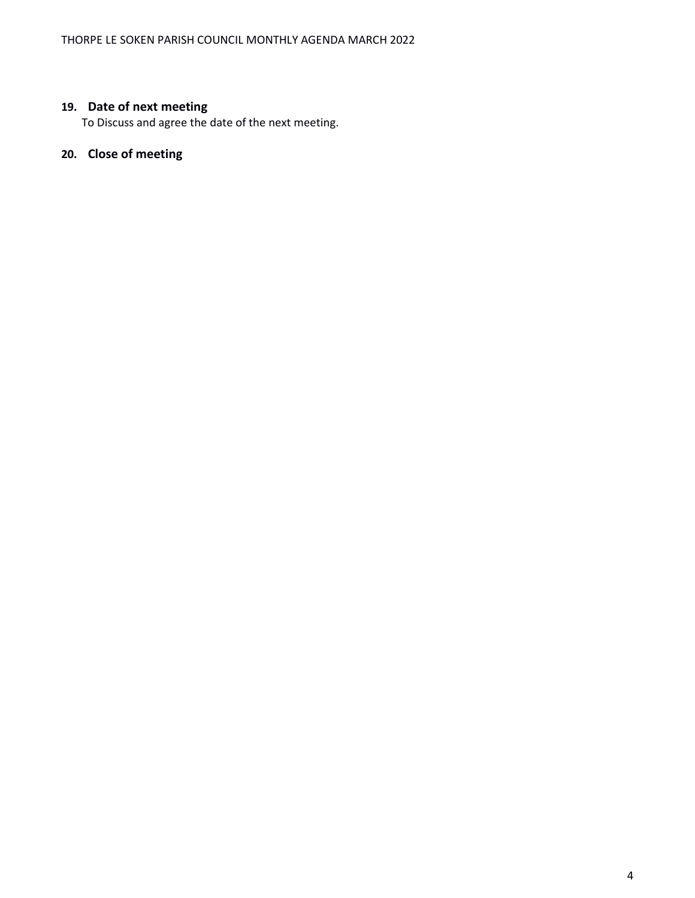**19. Date of next meeting**

To Discuss and agree the date of the next meeting.

**20. Close of meeting**